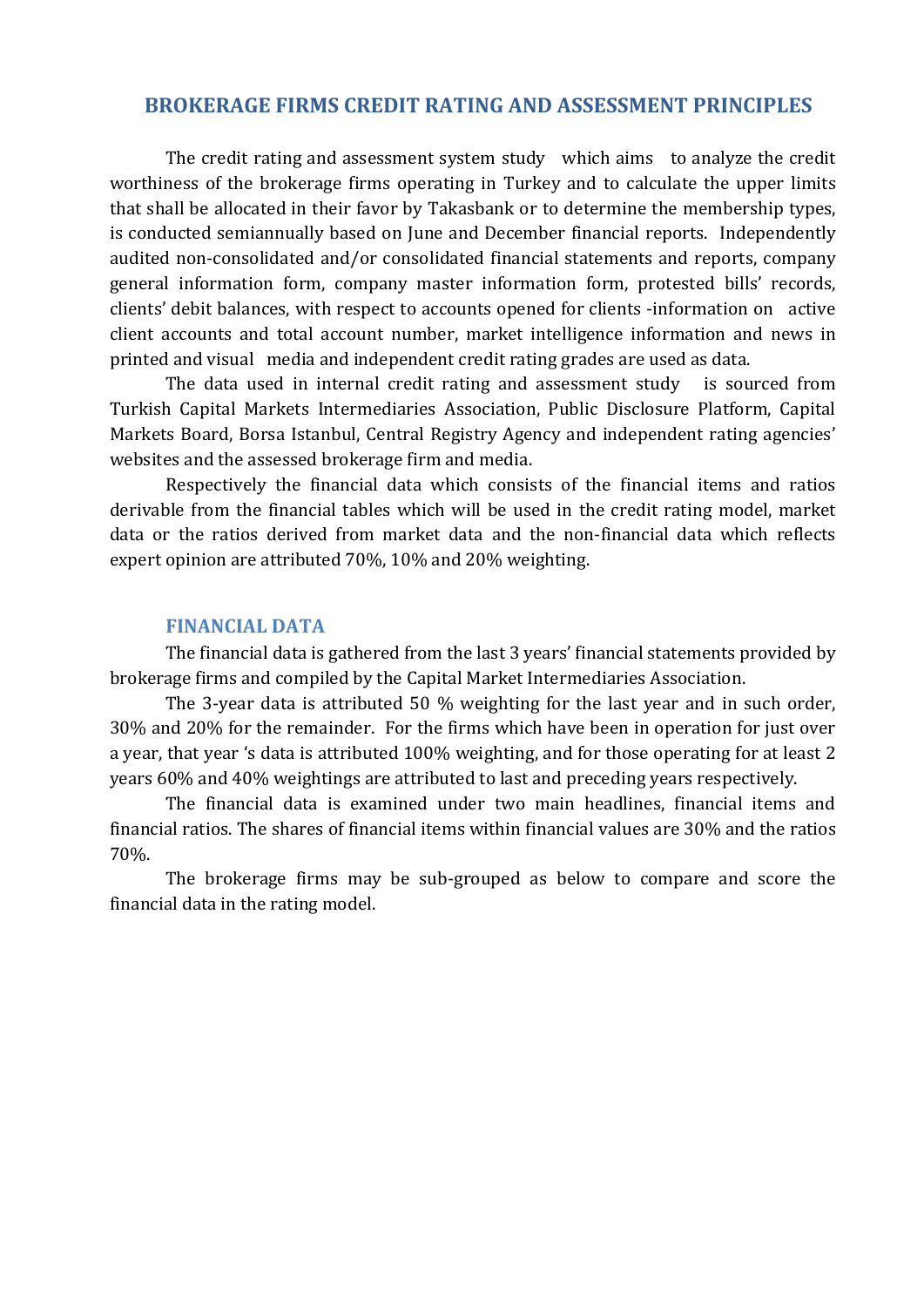## BROKERAGE FIRMS CREDIT RATING AND ASSESSMENT PRINCIPLES

The credit rating and assessment system study which aims to analyze the credit worthiness of the brokerage firms operating in Turkey and to calculate the upper limits that shall be allocated in their favor by Takasbank or to determine the membership types, is conducted semiannually based on June and December financial reports. Independently audited non-consolidated and/or consolidated financial statements and reports, company general information form, company master information form, protested bills' records, clients' debit balances, with respect to accounts opened for clients -information on active client accounts and total account number, market intelligence information and news in printed and visual media and independent credit rating grades are used as data.

The data used in internal credit rating and assessment study is sourced from Turkish Capital Markets Intermediaries Association, Public Disclosure Platform, Capital Markets Board, Borsa Istanbul, Central Registry Agency and independent rating agencies' websites and the assessed brokerage firm and media.

Respectively the financial data which consists of the financial items and ratios derivable from the financial tables which will be used in the credit rating model, market data or the ratios derived from market data and the non-financial data which reflects expert opinion are attributed 70%, 10% and 20% weighting.

### FINANCIAL DATA

The financial data is gathered from the last 3 years' financial statements provided by brokerage firms and compiled by the Capital Market Intermediaries Association.

The 3-year data is attributed 50 % weighting for the last year and in such order, 30% and 20% for the remainder. For the firms which have been in operation for just over a year, that year 's data is attributed 100% weighting, and for those operating for at least 2 years 60% and 40% weightings are attributed to last and preceding years respectively.

The financial data is examined under two main headlines, financial items and financial ratios. The shares of financial items within financial values are 30% and the ratios 70%.

The brokerage firms may be sub-grouped as below to compare and score the financial data in the rating model.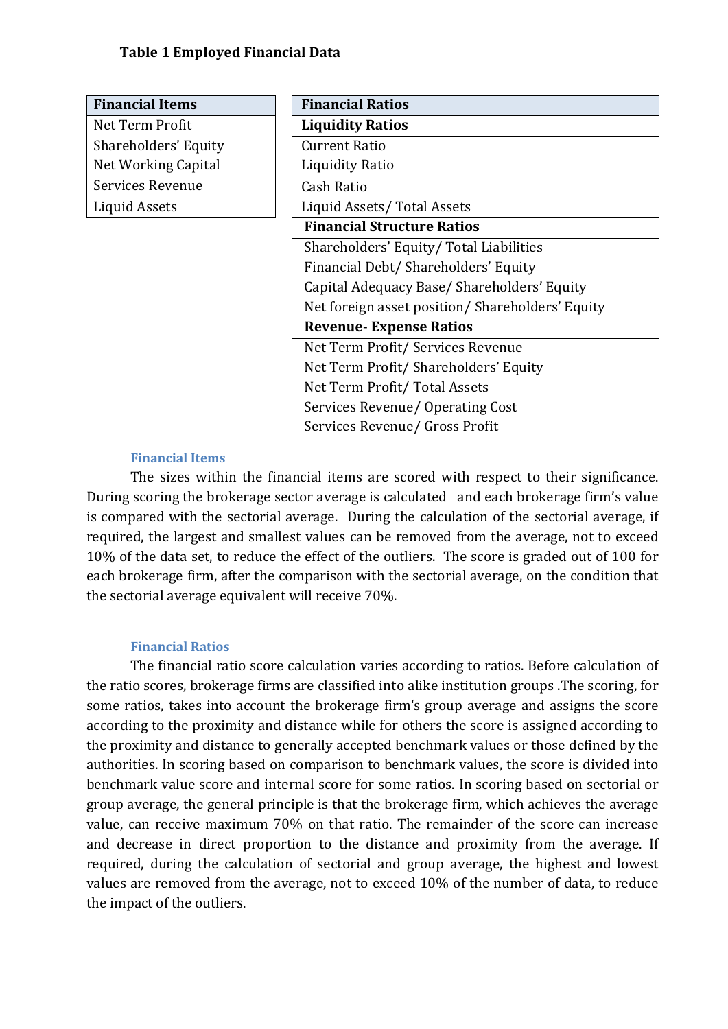**Table 1 Employed Financial Data**

| Financial Items |
|---|
| Net Term Profit |
| Shareholders' Equity |
| Net Working Capital |
| Services Revenue |
| Liquid Assets |

| Financial Ratios |
|---|
| **Liquidity Ratios** |
| Current Ratio |
| Liquidity Ratio |
| Cash Ratio |
| Liquid Assets/ Total Assets |
| **Financial Structure Ratios** |
| Shareholders' Equity/ Total Liabilities |
| Financial Debt/ Shareholders' Equity |
| Capital Adequacy Base/ Shareholders' Equity |
| Net foreign asset position/ Shareholders' Equity |
| **Revenue- Expense Ratios** |
| Net Term Profit/ Services Revenue |
| Net Term Profit/ Shareholders' Equity |
| Net Term Profit/ Total Assets |
| Services Revenue/ Operating Cost |
| Services Revenue/ Gross Profit |

### Financial Items

The sizes within the financial items are scored with respect to their significance. During scoring the brokerage sector average is calculated and each brokerage firm's value is compared with the sectorial average. During the calculation of the sectorial average, if required, the largest and smallest values can be removed from the average, not to exceed 10% of the data set, to reduce the effect of the outliers. The score is graded out of 100 for each brokerage firm, after the comparison with the sectorial average, on the condition that the sectorial average equivalent will receive 70%.

### Financial Ratios

The financial ratio score calculation varies according to ratios. Before calculation of the ratio scores, brokerage firms are classified into alike institution groups .The scoring, for some ratios, takes into account the brokerage firm's group average and assigns the score according to the proximity and distance while for others the score is assigned according to the proximity and distance to generally accepted benchmark values or those defined by the authorities. In scoring based on comparison to benchmark values, the score is divided into benchmark value score and internal score for some ratios. In scoring based on sectorial or group average, the general principle is that the brokerage firm, which achieves the average value, can receive maximum 70% on that ratio. The remainder of the score can increase and decrease in direct proportion to the distance and proximity from the average. If required, during the calculation of sectorial and group average, the highest and lowest values are removed from the average, not to exceed 10% of the number of data, to reduce the impact of the outliers.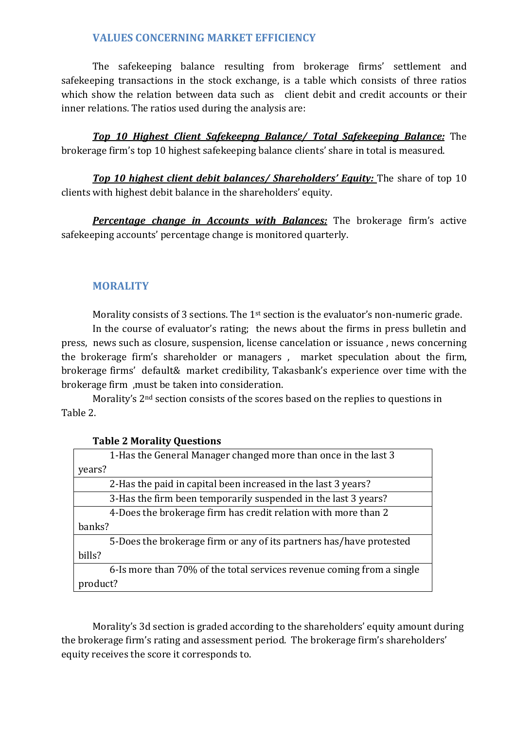## VALUES CONCERNING MARKET EFFICIENCY

The safekeeping balance resulting from brokerage firms' settlement and safekeeping transactions in the stock exchange, is a table which consists of three ratios which show the relation between data such as client debit and credit accounts or their inner relations. The ratios used during the analysis are:

***Top 10 Highest Client Safekeepng Balance/ Total Safekeeping Balance:*** The brokerage firm's top 10 highest safekeeping balance clients' share in total is measured.

***Top 10 highest client debit balances/ Shareholders' Equity:*** The share of top 10 clients with highest debit balance in the shareholders' equity.

***Percentage change in Accounts with Balances:*** The brokerage firm's active safekeeping accounts' percentage change is monitored quarterly.

## MORALITY

Morality consists of 3 sections. The 1st section is the evaluator's non-numeric grade.

In the course of evaluator's rating; the news about the firms in press bulletin and press, news such as closure, suspension, license cancelation or issuance , news concerning the brokerage firm's shareholder or managers , market speculation about the firm, brokerage firms' default& market credibility, Takasbank's experience over time with the brokerage firm ,must be taken into consideration.

Morality's 2nd section consists of the scores based on the replies to questions in Table 2.

**Table 2 Morality Questions**

| |
|---|
| 1-Has the General Manager changed more than once in the last 3 years? |
| 2-Has the paid in capital been increased in the last 3 years? |
| 3-Has the firm been temporarily suspended in the last 3 years? |
| 4-Does the brokerage firm has credit relation with more than 2 banks? |
| 5-Does the brokerage firm or any of its partners has/have protested bills? |
| 6-Is more than 70% of the total services revenue coming from a single product? |

Morality's 3d section is graded according to the shareholders' equity amount during the brokerage firm's rating and assessment period. The brokerage firm's shareholders' equity receives the score it corresponds to.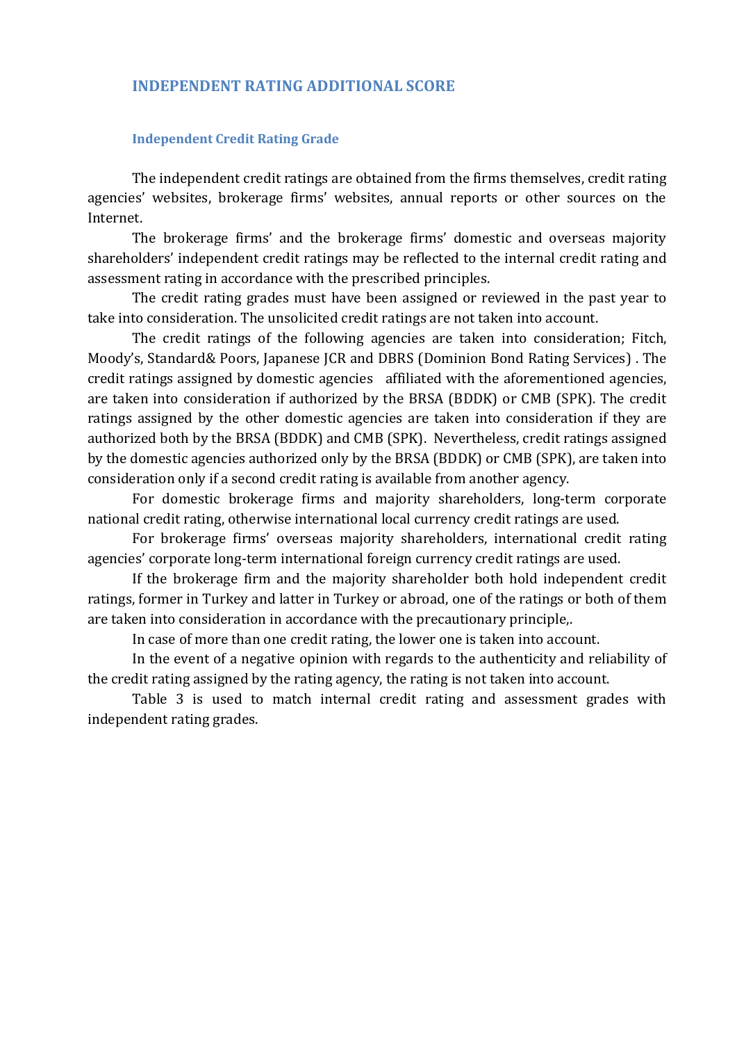## INDEPENDENT RATING ADDITIONAL SCORE

### Independent Credit Rating Grade

The independent credit ratings are obtained from the firms themselves, credit rating agencies' websites, brokerage firms' websites, annual reports or other sources on the Internet.

The brokerage firms' and the brokerage firms' domestic and overseas majority shareholders' independent credit ratings may be reflected to the internal credit rating and assessment rating in accordance with the prescribed principles.

The credit rating grades must have been assigned or reviewed in the past year to take into consideration. The unsolicited credit ratings are not taken into account.

The credit ratings of the following agencies are taken into consideration; Fitch, Moody's, Standard& Poors, Japanese JCR and DBRS (Dominion Bond Rating Services) . The credit ratings assigned by domestic agencies affiliated with the aforementioned agencies, are taken into consideration if authorized by the BRSA (BDDK) or CMB (SPK). The credit ratings assigned by the other domestic agencies are taken into consideration if they are authorized both by the BRSA (BDDK) and CMB (SPK). Nevertheless, credit ratings assigned by the domestic agencies authorized only by the BRSA (BDDK) or CMB (SPK), are taken into consideration only if a second credit rating is available from another agency.

For domestic brokerage firms and majority shareholders, long-term corporate national credit rating, otherwise international local currency credit ratings are used.

For brokerage firms' overseas majority shareholders, international credit rating agencies' corporate long-term international foreign currency credit ratings are used.

If the brokerage firm and the majority shareholder both hold independent credit ratings, former in Turkey and latter in Turkey or abroad, one of the ratings or both of them are taken into consideration in accordance with the precautionary principle,.

In case of more than one credit rating, the lower one is taken into account.

In the event of a negative opinion with regards to the authenticity and reliability of the credit rating assigned by the rating agency, the rating is not taken into account.

Table 3 is used to match internal credit rating and assessment grades with independent rating grades.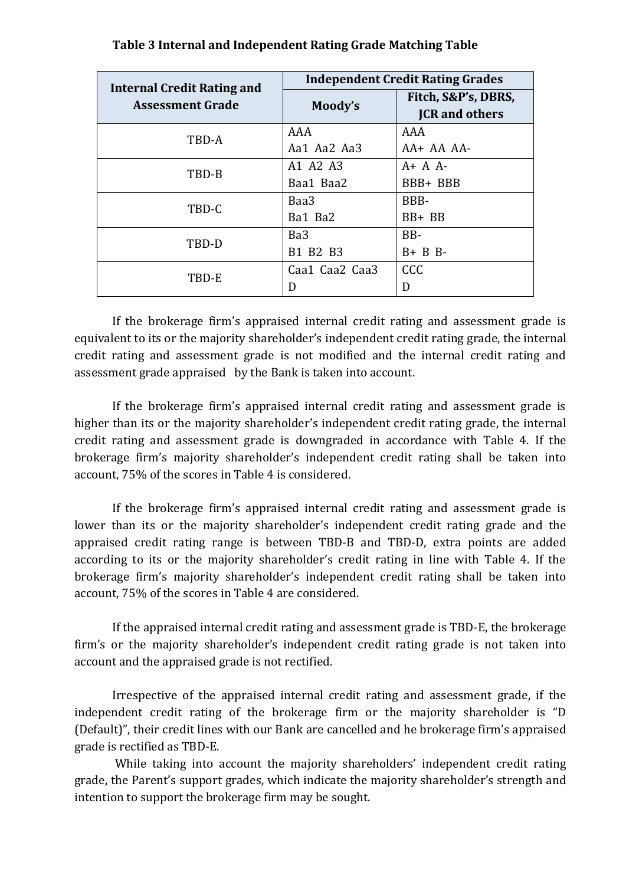**Table 3 Internal and Independent Rating Grade Matching Table**

| Internal Credit Rating and Assessment Grade | Independent Credit Rating Grades | |
|---|---|---|
| | Moody's | Fitch, S&P's, DBRS, JCR and others |
| TBD-A | AAA<br>Aa1 Aa2 Aa3 | AAA<br>AA+ AA AA- |
| TBD-B | A1 A2 A3<br>Baa1 Baa2 | A+ A A-<br>BBB+ BBB |
| TBD-C | Baa3<br>Ba1 Ba2 | BBB-<br>BB+ BB |
| TBD-D | Ba3<br>B1 B2 B3 | BB-<br>B+ B B- |
| TBD-E | Caa1 Caa2 Caa3<br>D | CCC<br>D |

If the brokerage firm's appraised internal credit rating and assessment grade is equivalent to its or the majority shareholder's independent credit rating grade, the internal credit rating and assessment grade is not modified and the internal credit rating and assessment grade appraised by the Bank is taken into account.

If the brokerage firm's appraised internal credit rating and assessment grade is higher than its or the majority shareholder's independent credit rating grade, the internal credit rating and assessment grade is downgraded in accordance with Table 4. If the brokerage firm's majority shareholder's independent credit rating shall be taken into account, 75% of the scores in Table 4 is considered.

If the brokerage firm's appraised internal credit rating and assessment grade is lower than its or the majority shareholder's independent credit rating grade and the appraised credit rating range is between TBD-B and TBD-D, extra points are added according to its or the majority shareholder's credit rating in line with Table 4. If the brokerage firm's majority shareholder's independent credit rating shall be taken into account, 75% of the scores in Table 4 are considered.

If the appraised internal credit rating and assessment grade is TBD-E, the brokerage firm's or the majority shareholder's independent credit rating grade is not taken into account and the appraised grade is not rectified.

Irrespective of the appraised internal credit rating and assessment grade, if the independent credit rating of the brokerage firm or the majority shareholder is "D (Default)", their credit lines with our Bank are cancelled and he brokerage firm's appraised grade is rectified as TBD-E.

While taking into account the majority shareholders' independent credit rating grade, the Parent's support grades, which indicate the majority shareholder's strength and intention to support the brokerage firm may be sought.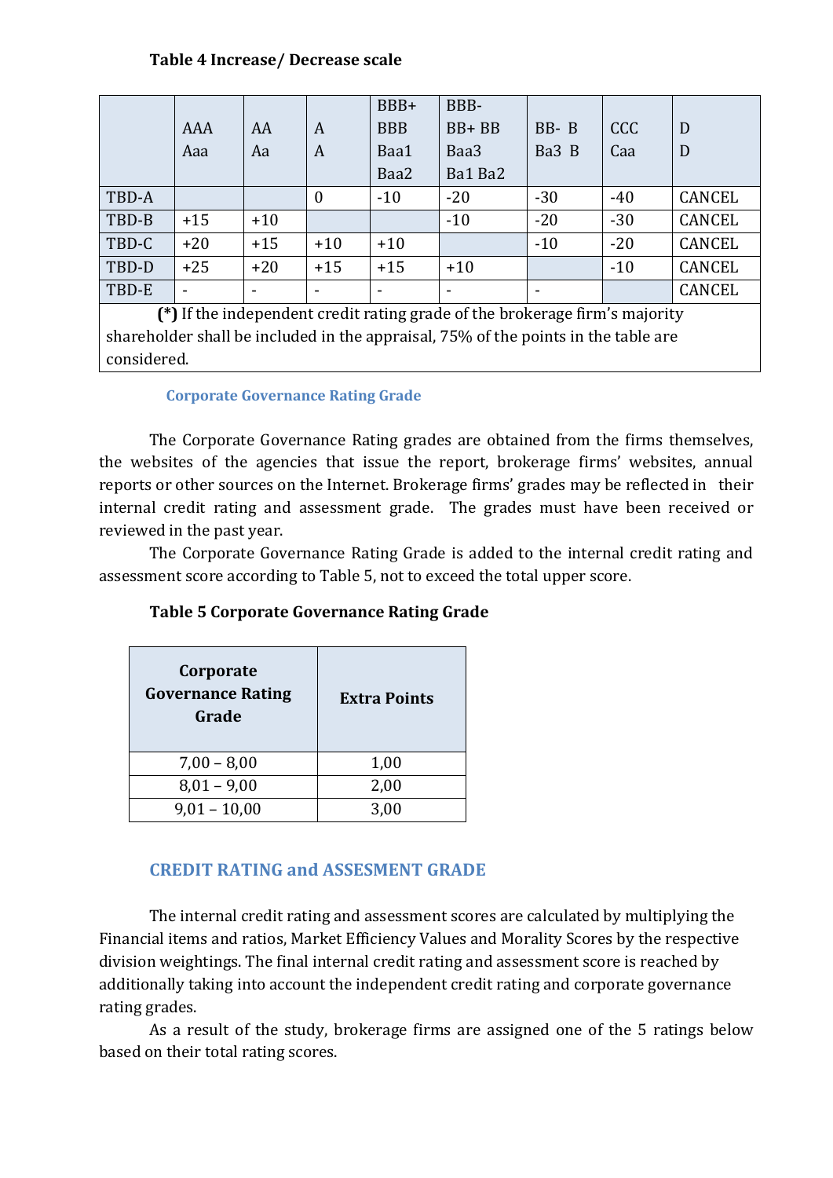**Table 4 Increase/ Decrease scale**

| | AAA Aaa | AA Aa | A A | BBB+ BBB Baa1 Baa2 | BBB- BB+ BB Baa3 Ba1 Ba2 | BB- B Ba3 B | CCC Caa | D D |
|---|---|---|---|---|---|---|---|---|
| TBD-A | | | 0 | -10 | -20 | -30 | -40 | CANCEL |
| TBD-B | +15 | +10 | | | -10 | -20 | -30 | CANCEL |
| TBD-C | +20 | +15 | +10 | +10 | | -10 | -20 | CANCEL |
| TBD-D | +25 | +20 | +15 | +15 | +10 | | -10 | CANCEL |
| TBD-E | - | - | - | - | - | - | | CANCEL |

**(*)** If the independent credit rating grade of the brokerage firm's majority shareholder shall be included in the appraisal, 75% of the points in the table are considered.

### Corporate Governance Rating Grade

The Corporate Governance Rating grades are obtained from the firms themselves, the websites of the agencies that issue the report, brokerage firms' websites, annual reports or other sources on the Internet. Brokerage firms' grades may be reflected in their internal credit rating and assessment grade. The grades must have been received or reviewed in the past year.

The Corporate Governance Rating Grade is added to the internal credit rating and assessment score according to Table 5, not to exceed the total upper score.

**Table 5 Corporate Governance Rating Grade**

| Corporate Governance Rating Grade | Extra Points |
|---|---|
| 7,00 – 8,00 | 1,00 |
| 8,01 – 9,00 | 2,00 |
| 9,01 – 10,00 | 3,00 |

## CREDIT RATING and ASSESMENT GRADE

The internal credit rating and assessment scores are calculated by multiplying the Financial items and ratios, Market Efficiency Values and Morality Scores by the respective division weightings. The final internal credit rating and assessment score is reached by additionally taking into account the independent credit rating and corporate governance rating grades.

As a result of the study, brokerage firms are assigned one of the 5 ratings below based on their total rating scores.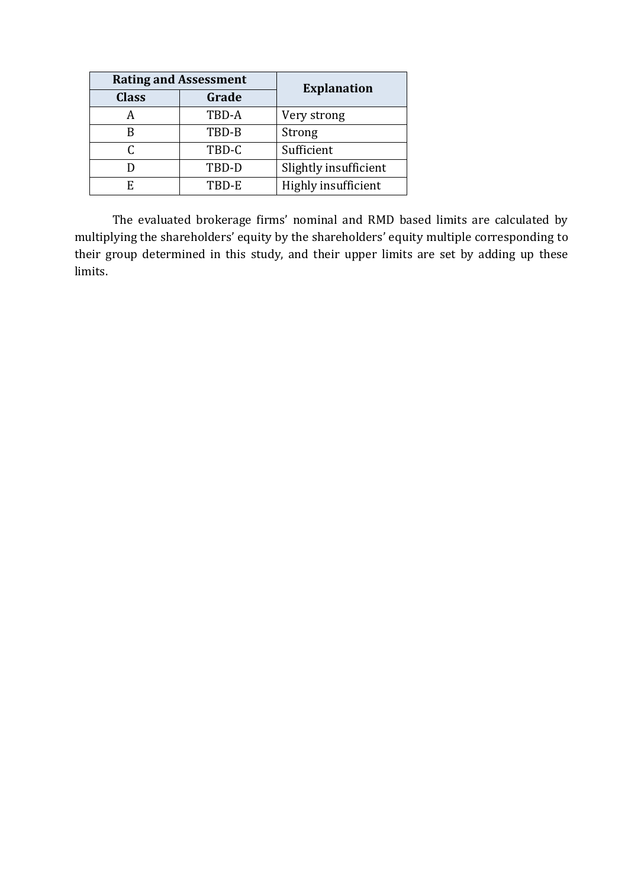| Rating and Assessment | | Explanation |
| --- | --- | --- |
| Class | Grade | |
| A | TBD-A | Very strong |
| B | TBD-B | Strong |
| C | TBD-C | Sufficient |
| D | TBD-D | Slightly insufficient |
| E | TBD-E | Highly insufficient |

The evaluated brokerage firms' nominal and RMD based limits are calculated by multiplying the shareholders' equity by the shareholders' equity multiple corresponding to their group determined in this study, and their upper limits are set by adding up these limits.